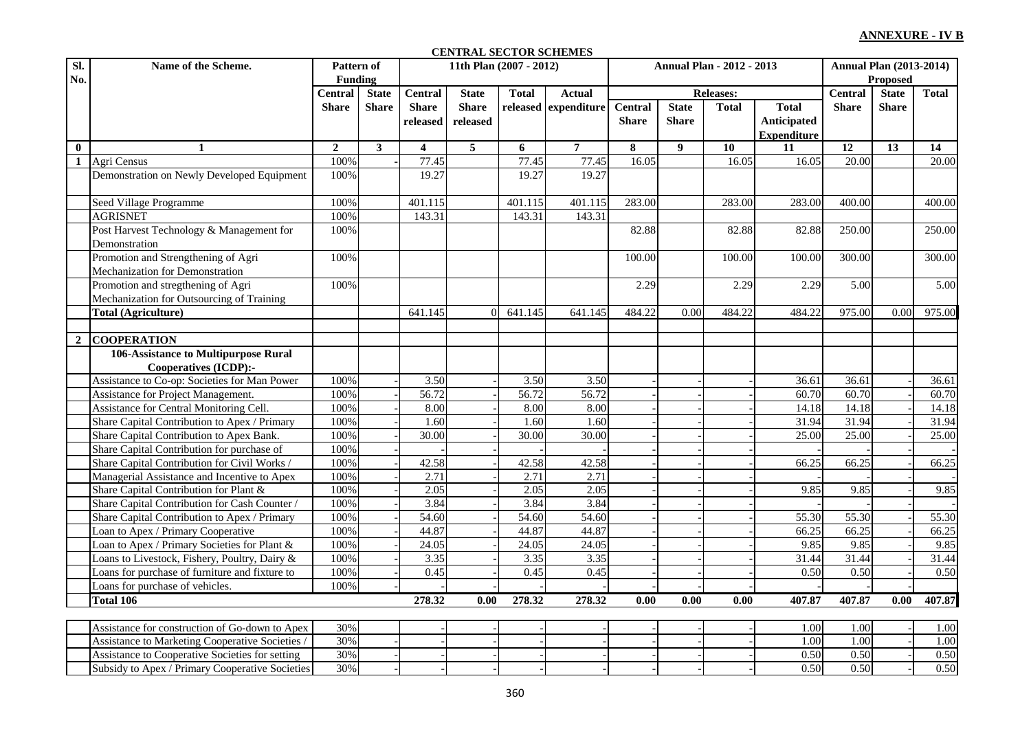**ANNEXURE - IV B**

**CENTRAL SECTOR SCHEMES**

| Sl. No. | Name of the Scheme. | Pattern of Funding | | 11th Plan (2007 - 2012) | | | | Annual Plan - 2012 - 2013 | | | | Annual Plan (2013-2014) Proposed | | |
|---|---|---|---|---|---|---|---|---|---|---|---|---|---|---|
| | | Central Share | State Share | Central Share released | State Share released | Total released | Actual expenditure | Releases: Central Share | State Share | Total | Total Anticipated Expenditure | Central Share | State Share | Total |
| 0 | 1 | 2 | 3 | 4 | 5 | 6 | 7 | 8 | 9 | 10 | 11 | 12 | 13 | 14 |
| 1 | Agri Census | 100% | - | 77.45 | | 77.45 | 77.45 | 16.05 | | 16.05 | 16.05 | 20.00 | | 20.00 |
| | Demonstration on Newly Developed Equipment | 100% | | 19.27 | | 19.27 | 19.27 | | | | | | | |
| | Seed Village Programme | 100% | | 401.115 | | 401.115 | 401.115 | 283.00 | | 283.00 | 283.00 | 400.00 | | 400.00 |
| | AGRISNET | 100% | | 143.31 | | 143.31 | 143.31 | | | | | | | |
| | Post Harvest Technology & Management for Demonstration | 100% | | | | | | 82.88 | | 82.88 | 82.88 | 250.00 | | 250.00 |
| | Promotion and Strengthening of Agri Mechanization for Demonstration | 100% | | | | | | 100.00 | | 100.00 | 100.00 | 300.00 | | 300.00 |
| | Promotion and stregthening of Agri Mechanization for Outsourcing of Training | 100% | | | | | | 2.29 | | 2.29 | 2.29 | 5.00 | | 5.00 |
| | **Total (Agriculture)** | | | 641.145 | 0 | 641.145 | 641.145 | 484.22 | 0.00 | 484.22 | 484.22 | 975.00 | 0.00 | 975.00 |
| | | | | | | | | | | | | | | |
| 2 | **COOPERATION** | | | | | | | | | | | | | |
| | **106-Assistance to Multipurpose Rural Cooperatives (ICDP):-** | | | | | | | | | | | | | |
| | Assistance to Co-op: Societies for Man Power | 100% | - | 3.50 | - | 3.50 | 3.50 | - | - | - | 36.61 | 36.61 | - | 36.61 |
| | Assistance for Project Management. | 100% | - | 56.72 | - | 56.72 | 56.72 | - | - | - | 60.70 | 60.70 | - | 60.70 |
| | Assistance for Central Monitoring Cell. | 100% | - | 8.00 | - | 8.00 | 8.00 | - | - | - | 14.18 | 14.18 | - | 14.18 |
| | Share Capital Contribution to Apex / Primary | 100% | - | 1.60 | - | 1.60 | 1.60 | - | - | - | 31.94 | 31.94 | - | 31.94 |
| | Share Capital Contribution to Apex Bank. | 100% | - | 30.00 | - | 30.00 | 30.00 | - | - | - | 25.00 | 25.00 | - | 25.00 |
| | Share Capital Contribution for purchase of | 100% | - | | - | | - | - | - | - | | - | - | - |
| | Share Capital Contribution for Civil Works / | 100% | - | 42.58 | - | 42.58 | 42.58 | - | - | - | 66.25 | 66.25 | - | 66.25 |
| | Managerial Assistance and Incentive to Apex | 100% | - | 2.71 | - | 2.71 | 2.71 | - | - | - | | - | - | - |
| | Share Capital Contribution for Plant & | 100% | - | 2.05 | - | 2.05 | 2.05 | - | - | - | 9.85 | 9.85 | - | 9.85 |
| | Share Capital Contribution for Cash Counter / | 100% | - | 3.84 | - | 3.84 | 3.84 | - | - | - | | - | - | - |
| | Share Capital Contribution to Apex / Primary | 100% | - | 54.60 | - | 54.60 | 54.60 | - | - | - | 55.30 | 55.30 | - | 55.30 |
| | Loan to Apex / Primary Cooperative | 100% | - | 44.87 | - | 44.87 | 44.87 | - | - | - | 66.25 | 66.25 | - | 66.25 |
| | Loan to Apex / Primary Societies for Plant & | 100% | - | 24.05 | - | 24.05 | 24.05 | - | - | - | 9.85 | 9.85 | - | 9.85 |
| | Loans to Livestock, Fishery, Poultry, Dairy & | 100% | - | 3.35 | - | 3.35 | 3.35 | - | - | - | 31.44 | 31.44 | - | 31.44 |
| | Loans for purchase of furniture and fixture to | 100% | - | 0.45 | - | 0.45 | 0.45 | - | - | - | 0.50 | 0.50 | - | 0.50 |
| | Loans for purchase of vehicles. | 100% | - | - | - | - | - | - | - | - | | - | - | |
| | **Total 106** | | | **278.32** | **0.00** | **278.32** | **278.32** | **0.00** | **0.00** | **0.00** | **407.87** | **407.87** | **0.00** | **407.87** |
| | | | | | | | | | | | | | | |
| | Assistance for construction of Go-down to Apex | 30% | | - | - | - | - | - | - | - | 1.00 | 1.00 | - | 1.00 |
| | Assistance to Marketing Cooperative Societies / | 30% | - | - | - | - | - | - | - | - | 1.00 | 1.00 | - | 1.00 |
| | Assistance to Cooperative Societies for setting | 30% | - | - | - | - | - | - | - | - | 0.50 | 0.50 | - | 0.50 |
| | Subsidy to Apex / Primary Cooperative Societies | 30% | - | - | - | - | - | - | - | - | 0.50 | 0.50 | - | 0.50 |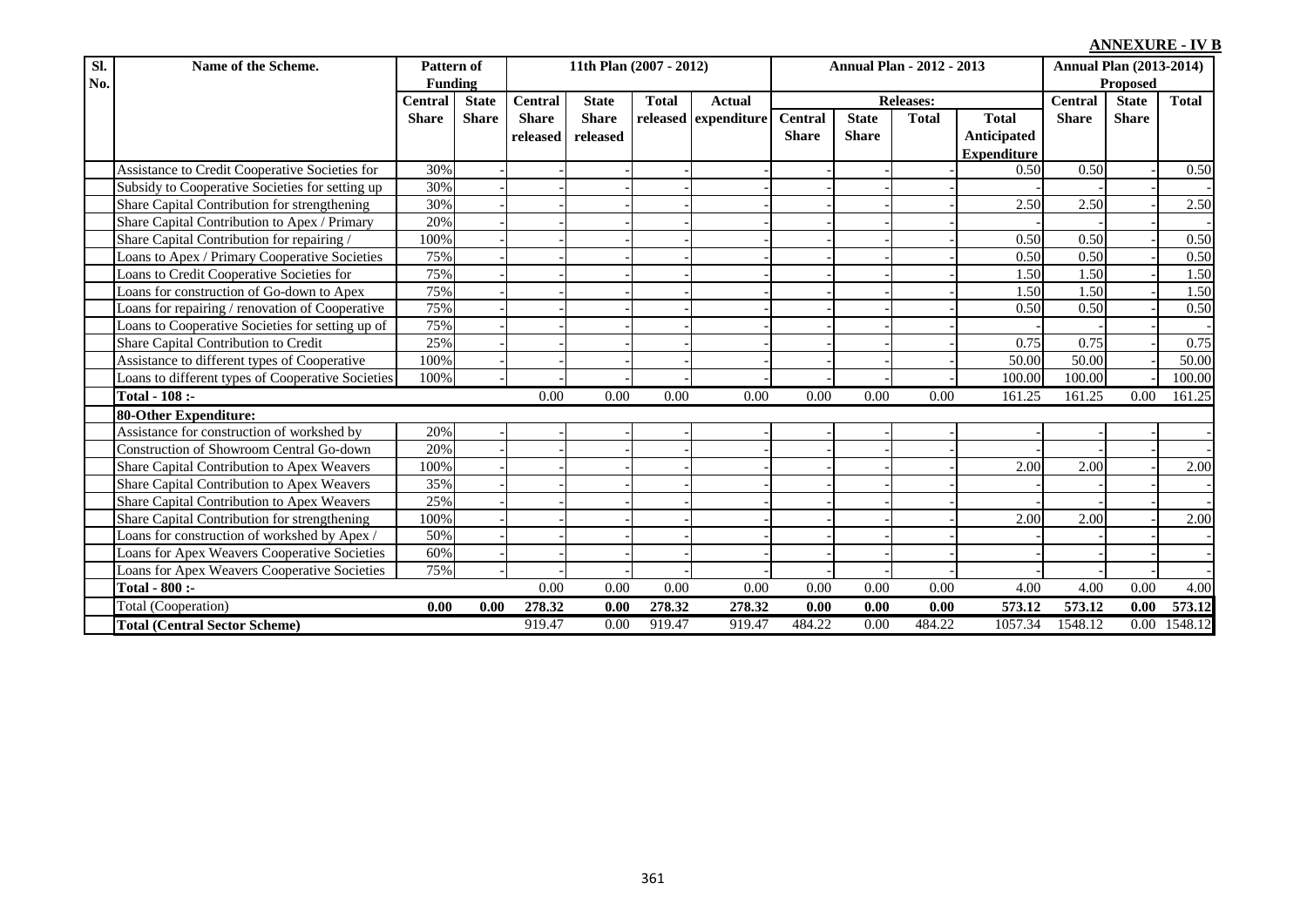**ANNEXURE - IV B**

| Sl. No. | Name of the Scheme. | Pattern of Funding | | 11th Plan (2007 - 2012) | | | | Annual Plan - 2012 - 2013 | | | | Annual Plan (2013-2014) Proposed | | |
|---|---|---|---|---|---|---|---|---|---|---|---|---|---|---|
| | | | | | | | | Releases: | | | | | | |
| | | Central Share | State Share | Central Share released | State Share released | Total released | Actual expenditure | Central Share | State Share | Total | Total Anticipated Expenditure | Central Share | State Share | Total |
| | Assistance to Credit Cooperative Societies for | 30% | - | - | - | - | - | - | - | - | 0.50 | 0.50 | - | 0.50 |
| | Subsidy to Cooperative Societies for setting up | 30% | - | - | - | - | - | - | - | - | - | - | - | - |
| | Share Capital Contribution for strengthening | 30% | - | - | - | - | - | - | - | - | 2.50 | 2.50 | - | 2.50 |
| | Share Capital Contribution to Apex / Primary | 20% | - | - | - | - | - | - | - | - | - | - | - | - |
| | Share Capital Contribution for repairing / | 100% | - | - | - | - | - | - | - | - | 0.50 | 0.50 | - | 0.50 |
| | Loans to Apex / Primary Cooperative Societies | 75% | - | - | - | - | - | - | - | - | 0.50 | 0.50 | - | 0.50 |
| | Loans to Credit Cooperative Societies for | 75% | - | - | - | - | - | - | - | - | 1.50 | 1.50 | - | 1.50 |
| | Loans for construction of Go-down to Apex | 75% | - | - | - | - | - | - | - | - | 1.50 | 1.50 | - | 1.50 |
| | Loans for repairing / renovation of Cooperative | 75% | - | - | - | - | - | - | - | - | 0.50 | 0.50 | - | 0.50 |
| | Loans to Cooperative Societies for setting up of | 75% | - | - | - | - | - | - | - | - | - | - | - | - |
| | Share Capital Contribution to Credit | 25% | - | - | - | - | - | - | - | - | 0.75 | 0.75 | - | 0.75 |
| | Assistance to different types of Cooperative | 100% | - | - | - | - | - | - | - | - | 50.00 | 50.00 | - | 50.00 |
| | Loans to different types of Cooperative Societies | 100% | - | - | - | - | - | - | - | - | 100.00 | 100.00 | - | 100.00 |
| | **Total - 108 :-** | | | 0.00 | 0.00 | 0.00 | 0.00 | 0.00 | 0.00 | 0.00 | 161.25 | 161.25 | 0.00 | 161.25 |
| | **80-Other Expenditure:** | | | | | | | | | | | | | |
| | Assistance for construction of workshed by | 20% | - | - | - | - | - | - | - | - | - | - | - | - |
| | Construction of Showroom Central Go-down | 20% | - | - | - | - | - | - | - | - | - | - | - | - |
| | Share Capital Contribution to Apex Weavers | 100% | - | - | - | - | - | - | - | - | 2.00 | 2.00 | - | 2.00 |
| | Share Capital Contribution to Apex Weavers | 35% | - | - | - | - | - | - | - | - | - | - | - | - |
| | Share Capital Contribution to Apex Weavers | 25% | - | - | - | - | - | - | - | - | - | - | - | - |
| | Share Capital Contribution for strengthening | 100% | - | - | - | - | - | - | - | - | 2.00 | 2.00 | - | 2.00 |
| | Loans for construction of workshed by Apex / | 50% | - | - | - | - | - | - | - | - | - | - | - | - |
| | Loans for Apex Weavers Cooperative Societies | 60% | - | - | - | - | - | - | - | - | - | - | - | - |
| | Loans for Apex Weavers Cooperative Societies | 75% | - | - | - | - | - | - | - | - | - | - | - | - |
| | **Total - 800 :-** | | | 0.00 | 0.00 | 0.00 | 0.00 | 0.00 | 0.00 | 0.00 | 4.00 | 4.00 | 0.00 | 4.00 |
| | Total (Cooperation) | **0.00** | **0.00** | **278.32** | **0.00** | **278.32** | **278.32** | **0.00** | **0.00** | **0.00** | **573.12** | **573.12** | **0.00** | **573.12** |
| | **Total (Central Sector Scheme)** | | | 919.47 | 0.00 | 919.47 | 919.47 | 484.22 | 0.00 | 484.22 | 1057.34 | 1548.12 | 0.00 | 1548.12 |